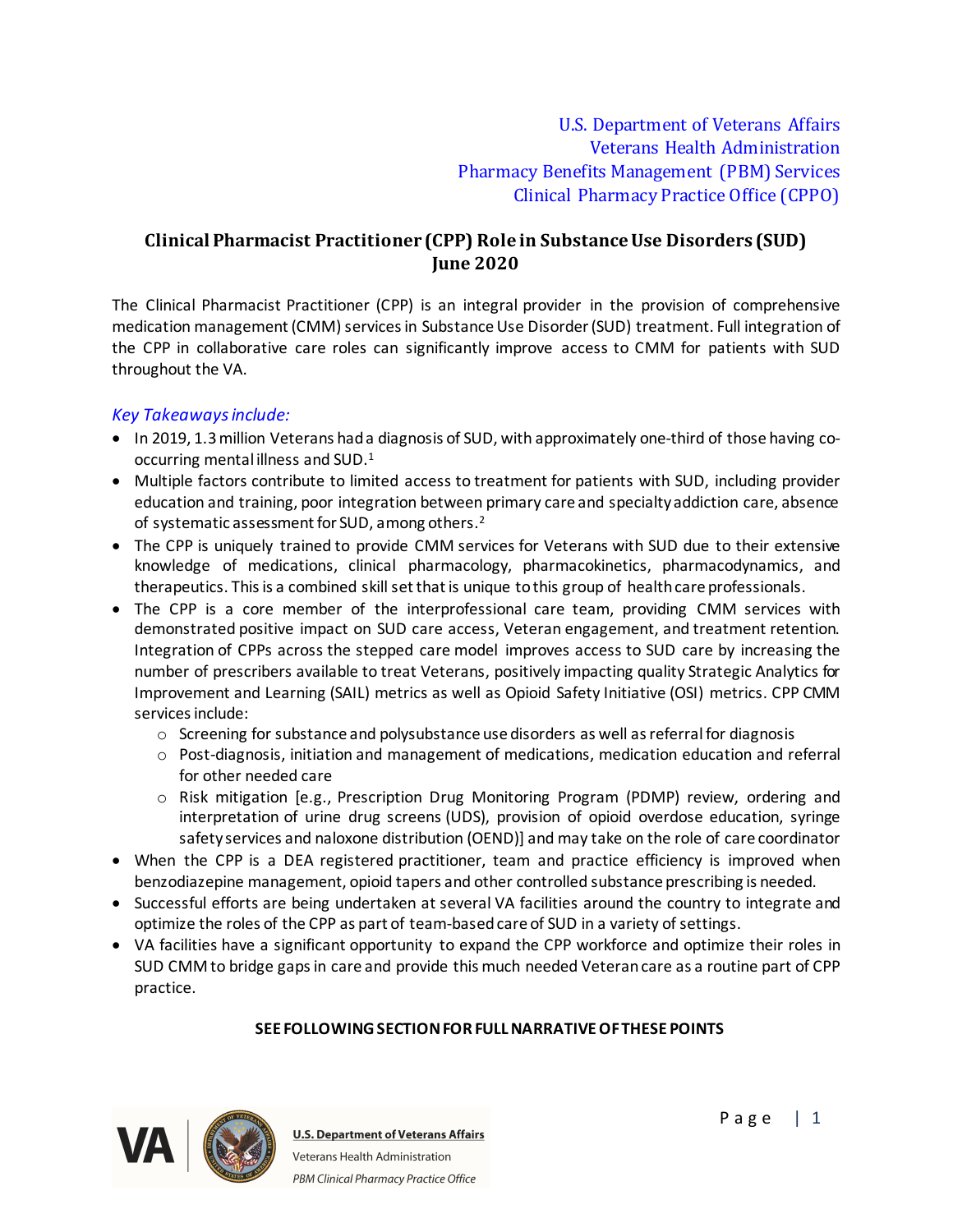U.S. Department of Veterans Affairs
Veterans Health Administration
Pharmacy Benefits Management (PBM) Services
Clinical Pharmacy Practice Office (CPPO)

# Clinical Pharmacist Practitioner (CPP) Role in Substance Use Disorders (SUD)
## June 2020

The Clinical Pharmacist Practitioner (CPP) is an integral provider in the provision of comprehensive medication management (CMM) services in Substance Use Disorder (SUD) treatment. Full integration of the CPP in collaborative care roles can significantly improve access to CMM for patients with SUD throughout the VA.

*Key Takeaways include:*

- In 2019, 1.3 million Veterans had a diagnosis of SUD, with approximately one-third of those having co-occurring mental illness and SUD.[1]
- Multiple factors contribute to limited access to treatment for patients with SUD, including provider education and training, poor integration between primary care and specialty addiction care, absence of systematic assessment for SUD, among others.[2]
- The CPP is uniquely trained to provide CMM services for Veterans with SUD due to their extensive knowledge of medications, clinical pharmacology, pharmacokinetics, pharmacodynamics, and therapeutics. This is a combined skill set that is unique to this group of health care professionals.
- The CPP is a core member of the interprofessional care team, providing CMM services with demonstrated positive impact on SUD care access, Veteran engagement, and treatment retention. Integration of CPPs across the stepped care model improves access to SUD care by increasing the number of prescribers available to treat Veterans, positively impacting quality Strategic Analytics for Improvement and Learning (SAIL) metrics as well as Opioid Safety Initiative (OSI) metrics. CPP CMM services include:
    - Screening for substance and polysubstance use disorders as well as referral for diagnosis
    - Post-diagnosis, initiation and management of medications, medication education and referral for other needed care
    - Risk mitigation [e.g., Prescription Drug Monitoring Program (PDMP) review, ordering and interpretation of urine drug screens (UDS), provision of opioid overdose education, syringe safety services and naloxone distribution (OEND)] and may take on the role of care coordinator
- When the CPP is a DEA registered practitioner, team and practice efficiency is improved when benzodiazepine management, opioid tapers and other controlled substance prescribing is needed.
- Successful efforts are being undertaken at several VA facilities around the country to integrate and optimize the roles of the CPP as part of team-based care of SUD in a variety of settings.
- VA facilities have a significant opportunity to expand the CPP workforce and optimize their roles in SUD CMM to bridge gaps in care and provide this much needed Veteran care as a routine part of CPP practice.

**SEE FOLLOWING SECTION FOR FULL NARRATIVE OF THESE POINTS**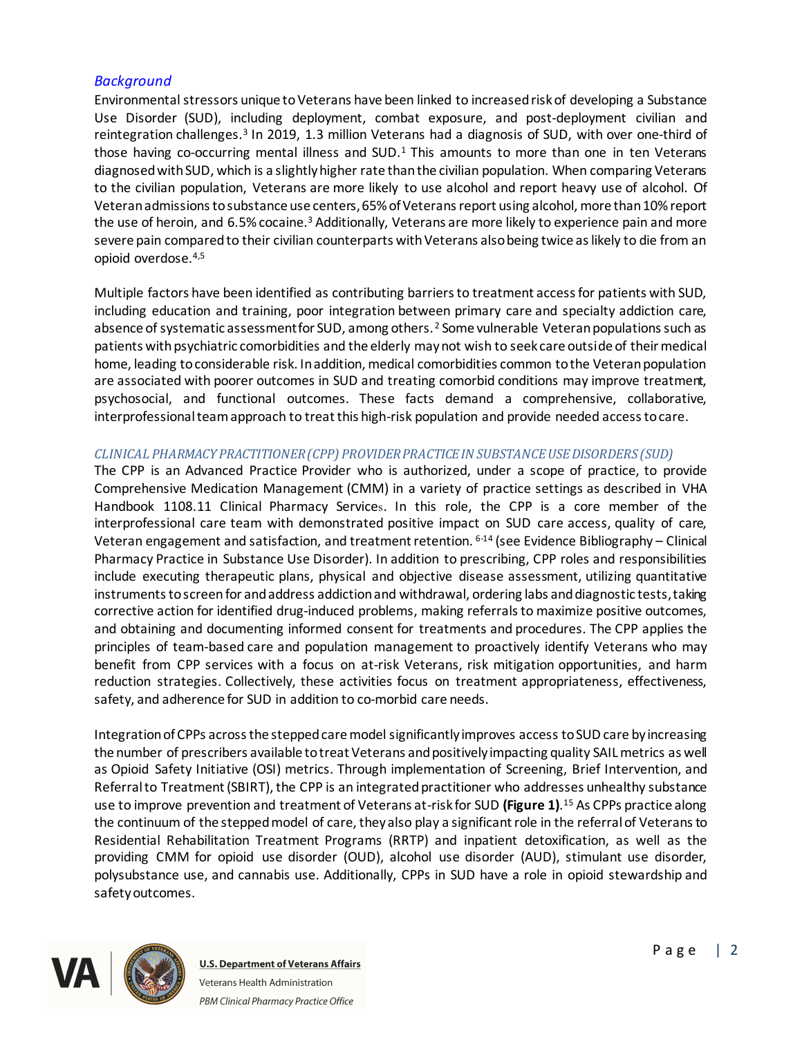### *Background*

Environmental stressors unique to Veterans have been linked to increased risk of developing a Substance Use Disorder (SUD), including deployment, combat exposure, and post-deployment civilian and reintegration challenges.[3] In 2019, 1.3 million Veterans had a diagnosis of SUD, with over one-third of those having co-occurring mental illness and SUD.[1] This amounts to more than one in ten Veterans diagnosed with SUD, which is a slightly higher rate than the civilian population. When comparing Veterans to the civilian population, Veterans are more likely to use alcohol and report heavy use of alcohol. Of Veteran admissions to substance use centers, 65% of Veterans report using alcohol, more than 10% report the use of heroin, and 6.5% cocaine.[3] Additionally, Veterans are more likely to experience pain and more severe pain compared to their civilian counterparts with Veterans also being twice as likely to die from an opioid overdose.[4,5]

Multiple factors have been identified as contributing barriers to treatment access for patients with SUD, including education and training, poor integration between primary care and specialty addiction care, absence of systematic assessment for SUD, among others.[2] Some vulnerable Veteran populations such as patients with psychiatric comorbidities and the elderly may not wish to seek care outside of their medical home, leading to considerable risk. In addition, medical comorbidities common to the Veteran population are associated with poorer outcomes in SUD and treating comorbid conditions may improve treatment, psychosocial, and functional outcomes. These facts demand a comprehensive, collaborative, interprofessional team approach to treat this high-risk population and provide needed access to care.

#### *CLINICAL PHARMACY PRACTITIONER (CPP) PROVIDER PRACTICE IN SUBSTANCE USE DISORDERS (SUD)*

The CPP is an Advanced Practice Provider who is authorized, under a scope of practice, to provide Comprehensive Medication Management (CMM) in a variety of practice settings as described in VHA Handbook 1108.11 Clinical Pharmacy Services. In this role, the CPP is a core member of the interprofessional care team with demonstrated positive impact on SUD care access, quality of care, Veteran engagement and satisfaction, and treatment retention.[6-14] (see Evidence Bibliography – Clinical Pharmacy Practice in Substance Use Disorder). In addition to prescribing, CPP roles and responsibilities include executing therapeutic plans, physical and objective disease assessment, utilizing quantitative instruments to screen for and address addiction and withdrawal, ordering labs and diagnostic tests, taking corrective action for identified drug-induced problems, making referrals to maximize positive outcomes, and obtaining and documenting informed consent for treatments and procedures. The CPP applies the principles of team-based care and population management to proactively identify Veterans who may benefit from CPP services with a focus on at-risk Veterans, risk mitigation opportunities, and harm reduction strategies. Collectively, these activities focus on treatment appropriateness, effectiveness, safety, and adherence for SUD in addition to co-morbid care needs.

Integration of CPPs across the stepped care model significantly improves access to SUD care by increasing the number of prescribers available to treat Veterans and positively impacting quality SAIL metrics as well as Opioid Safety Initiative (OSI) metrics. Through implementation of Screening, Brief Intervention, and Referral to Treatment (SBIRT), the CPP is an integrated practitioner who addresses unhealthy substance use to improve prevention and treatment of Veterans at-risk for SUD **(Figure 1)**.[15] As CPPs practice along the continuum of the stepped model of care, they also play a significant role in the referral of Veterans to Residential Rehabilitation Treatment Programs (RRTP) and inpatient detoxification, as well as the providing CMM for opioid use disorder (OUD), alcohol use disorder (AUD), stimulant use disorder, polysubstance use, and cannabis use. Additionally, CPPs in SUD have a role in opioid stewardship and safety outcomes.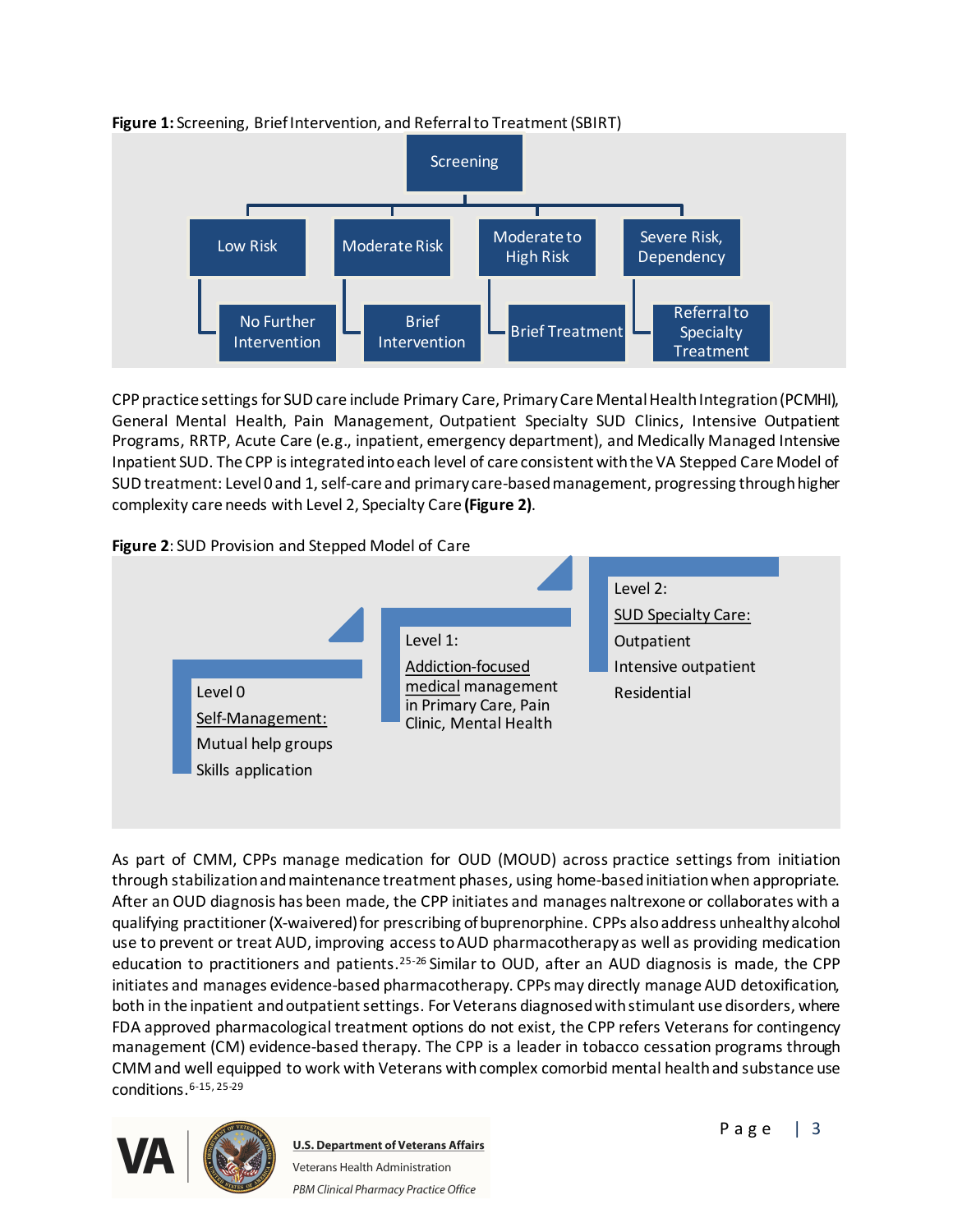**Figure 1:** Screening, Brief Intervention, and Referral to Treatment (SBIRT)

Screening

Low Risk

No Further Intervention

Moderate Risk

Brief Intervention

Moderate to High Risk

Brief Treatment

Severe Risk, Dependency

Referral to Specialty Treatment

CPP practice settings for SUD care include Primary Care, Primary Care Mental Health Integration (PCMHI), General Mental Health, Pain Management, Outpatient Specialty SUD Clinics, Intensive Outpatient Programs, RRTP, Acute Care (e.g., inpatient, emergency department), and Medically Managed Intensive Inpatient SUD. The CPP is integrated into each level of care consistent with the VA Stepped Care Model of SUD treatment: Level 0 and 1, self-care and primary care-based management, progressing through higher complexity care needs with Level 2, Specialty Care **(Figure 2)**.

**Figure 2**: SUD Provision and Stepped Model of Care

Level 0

Self-Management:

Mutual help groups

Skills application

Level 1:

Addiction-focused medical management in Primary Care, Pain Clinic, Mental Health

Level 2:

SUD Specialty Care:

Outpatient

Intensive outpatient

Residential

As part of CMM, CPPs manage medication for OUD (MOUD) across practice settings from initiation through stabilization and maintenance treatment phases, using home-based initiation when appropriate. After an OUD diagnosis has been made, the CPP initiates and manages naltrexone or collaborates with a qualifying practitioner (X-waivered) for prescribing of buprenorphine. CPPs also address unhealthy alcohol use to prevent or treat AUD, improving access to AUD pharmacotherapy as well as providing medication education to practitioners and patients.[25-26] Similar to OUD, after an AUD diagnosis is made, the CPP initiates and manages evidence-based pharmacotherapy. CPPs may directly manage AUD detoxification, both in the inpatient and outpatient settings. For Veterans diagnosed with stimulant use disorders, where FDA approved pharmacological treatment options do not exist, the CPP refers Veterans for contingency management (CM) evidence-based therapy. The CPP is a leader in tobacco cessation programs through CMM and well equipped to work with Veterans with complex comorbid mental health and substance use conditions.[6-15, 25-29]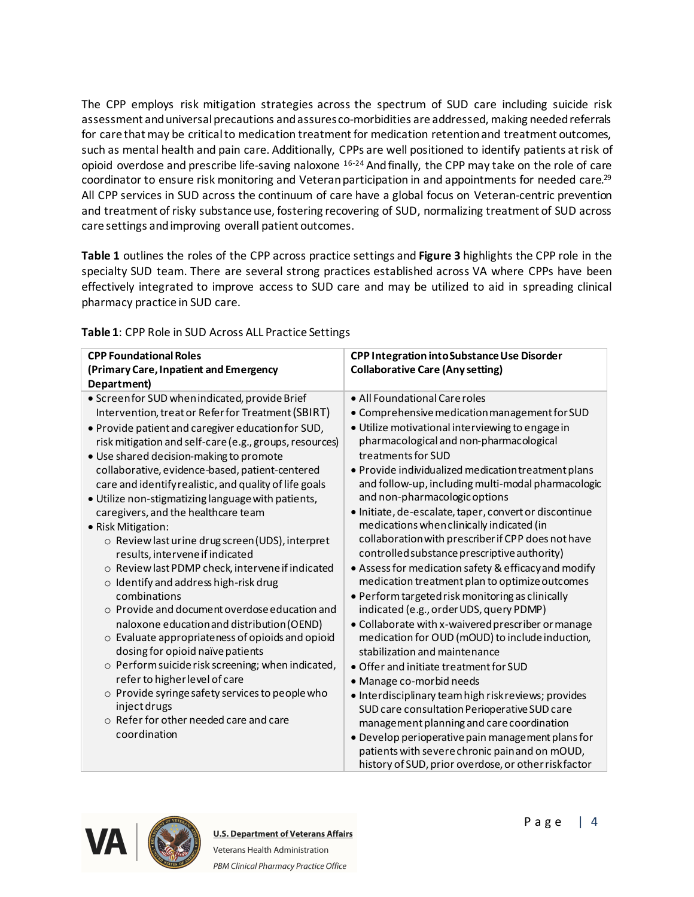The CPP employs risk mitigation strategies across the spectrum of SUD care including suicide risk assessment and universal precautions and assures co-morbidities are addressed, making needed referrals for care that may be critical to medication treatment for medication retention and treatment outcomes, such as mental health and pain care. Additionally, CPPs are well positioned to identify patients at risk of opioid overdose and prescribe life-saving naloxone [16-24] And finally, the CPP may take on the role of care coordinator to ensure risk monitoring and Veteran participation in and appointments for needed care.[29] All CPP services in SUD across the continuum of care have a global focus on Veteran-centric prevention and treatment of risky substance use, fostering recovering of SUD, normalizing treatment of SUD across care settings and improving overall patient outcomes.

**Table 1** outlines the roles of the CPP across practice settings and **Figure 3** highlights the CPP role in the specialty SUD team. There are several strong practices established across VA where CPPs have been effectively integrated to improve access to SUD care and may be utilized to aid in spreading clinical pharmacy practice in SUD care.

**Table 1**: CPP Role in SUD Across ALL Practice Settings

| **CPP Foundational Roles (Primary Care, Inpatient and Emergency Department)** | **CPP Integration into Substance Use Disorder Collaborative Care (Any setting)** |
|---|---|
| • Screen for SUD when indicated, provide Brief Intervention, treat or Refer for Treatment (SBIRT)<br>• Provide patient and caregiver education for SUD, risk mitigation and self-care (e.g., groups, resources)<br>• Use shared decision-making to promote collaborative, evidence-based, patient-centered care and identify realistic, and quality of life goals<br>• Utilize non-stigmatizing language with patients, caregivers, and the healthcare team<br>• Risk Mitigation:<br>○ Review last urine drug screen (UDS), interpret results, intervene if indicated<br>○ Review last PDMP check, intervene if indicated<br>○ Identify and address high-risk drug combinations<br>○ Provide and document overdose education and naloxone education and distribution (OEND)<br>○ Evaluate appropriateness of opioids and opioid dosing for opioid naïve patients<br>○ Perform suicide risk screening; when indicated, refer to higher level of care<br>○ Provide syringe safety services to people who inject drugs<br>○ Refer for other needed care and care coordination | • All Foundational Care roles<br>• Comprehensive medication management for SUD<br>• Utilize motivational interviewing to engage in pharmacological and non-pharmacological treatments for SUD<br>• Provide individualized medication treatment plans and follow-up, including multi-modal pharmacologic and non-pharmacologic options<br>• Initiate, de-escalate, taper, convert or discontinue medications when clinically indicated (in collaboration with prescriber if CPP does not have controlled substance prescriptive authority)<br>• Assess for medication safety & efficacy and modify medication treatment plan to optimize outcomes<br>• Perform targeted risk monitoring as clinically indicated (e.g., order UDS, query PDMP)<br>• Collaborate with x-waivered prescriber or manage medication for OUD (mOUD) to include induction, stabilization and maintenance<br>• Offer and initiate treatment for SUD<br>• Manage co-morbid needs<br>• Interdisciplinary team high risk reviews; provides SUD care consultation Perioperative SUD care management planning and care coordination<br>• Develop perioperative pain management plans for patients with severe chronic pain and on mOUD, history of SUD, prior overdose, or other risk factor |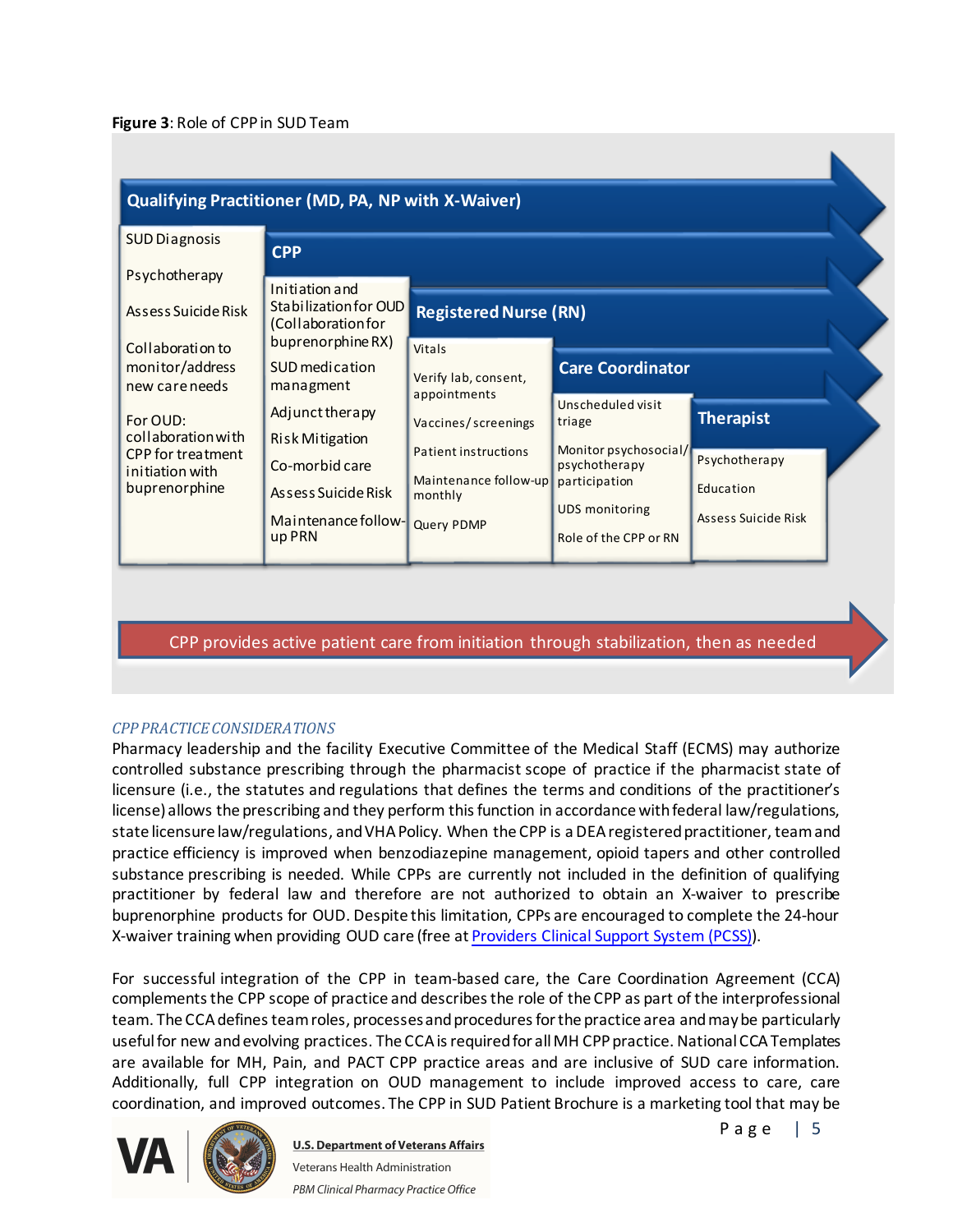**Figure 3**: Role of CPP in SUD Team

Qualifying Practitioner (MD, PA, NP with X-Waiver)

SUD Diagnosis

Psychotherapy

Assess Suicide Risk

Collaboration to monitor/address new care needs

For OUD: collaboration with CPP for treatment initiation with buprenorphine

CPP

Initiation and Stabilization for OUD (Collaboration for buprenorphine RX)

SUD medication managment

Adjunct therapy

Risk Mitigation

Co-morbid care

Assess Suicide Risk

Maintenance follow-up PRN

Registered Nurse (RN)

Vitals

Verify lab, consent, appointments

Vaccines/screenings

Patient instructions

Maintenance follow-up monthly

Query PDMP

Care Coordinator

Unscheduled visit triage

Monitor psychosocial/ psychotherapy participation

UDS monitoring

Role of the CPP or RN

Therapist

Psychotherapy

Education

Assess Suicide Risk

CPP provides active patient care from initiation through stabilization, then as needed

*CPP PRACTICE CONSIDERATIONS*

Pharmacy leadership and the facility Executive Committee of the Medical Staff (ECMS) may authorize controlled substance prescribing through the pharmacist scope of practice if the pharmacist state of licensure (i.e., the statutes and regulations that defines the terms and conditions of the practitioner's license) allows the prescribing and they perform this function in accordance with federal law/regulations, state licensure law/regulations, and VHA Policy. When the CPP is a DEA registered practitioner, team and practice efficiency is improved when benzodiazepine management, opioid tapers and other controlled substance prescribing is needed. While CPPs are currently not included in the definition of qualifying practitioner by federal law and therefore are not authorized to obtain an X-waiver to prescribe buprenorphine products for OUD. Despite this limitation, CPPs are encouraged to complete the 24-hour X-waiver training when providing OUD care (free at Providers Clinical Support System (PCSS)).

For successful integration of the CPP in team-based care, the Care Coordination Agreement (CCA) complements the CPP scope of practice and describes the role of the CPP as part of the interprofessional team. The CCA defines team roles, processes and procedures for the practice area and may be particularly useful for new and evolving practices. The CCA is required for all MH CPP practice. National CCA Templates are available for MH, Pain, and PACT CPP practice areas and are inclusive of SUD care information. Additionally, full CPP integration on OUD management to include improved access to care, care coordination, and improved outcomes. The CPP in SUD Patient Brochure is a marketing tool that may be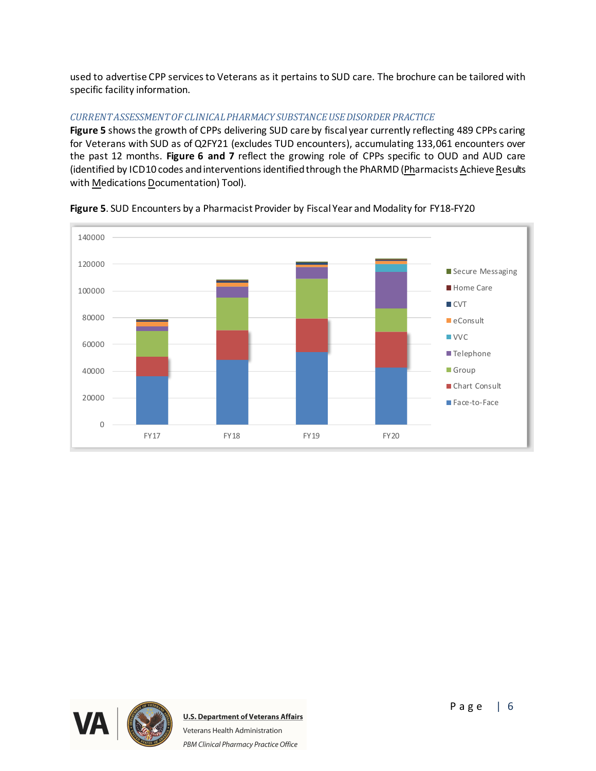used to advertise CPP services to Veterans as it pertains to SUD care. The brochure can be tailored with specific facility information.

### *CURRENT ASSESSMENT OF CLINICAL PHARMACY SUBSTANCE USE DISORDER PRACTICE*

**Figure 5** shows the growth of CPPs delivering SUD care by fiscal year currently reflecting 489 CPPs caring for Veterans with SUD as of Q2FY21 (excludes TUD encounters), accumulating 133,061 encounters over the past 12 months. **Figure 6 and 7** reflect the growing role of CPPs specific to OUD and AUD care (identified by ICD10 codes and interventions identified through the PhARMD (Pharmacists Achieve Results with Medications Documentation) Tool).

**Figure 5**. SUD Encounters by a Pharmacist Provider by Fiscal Year and Modality for FY18-FY20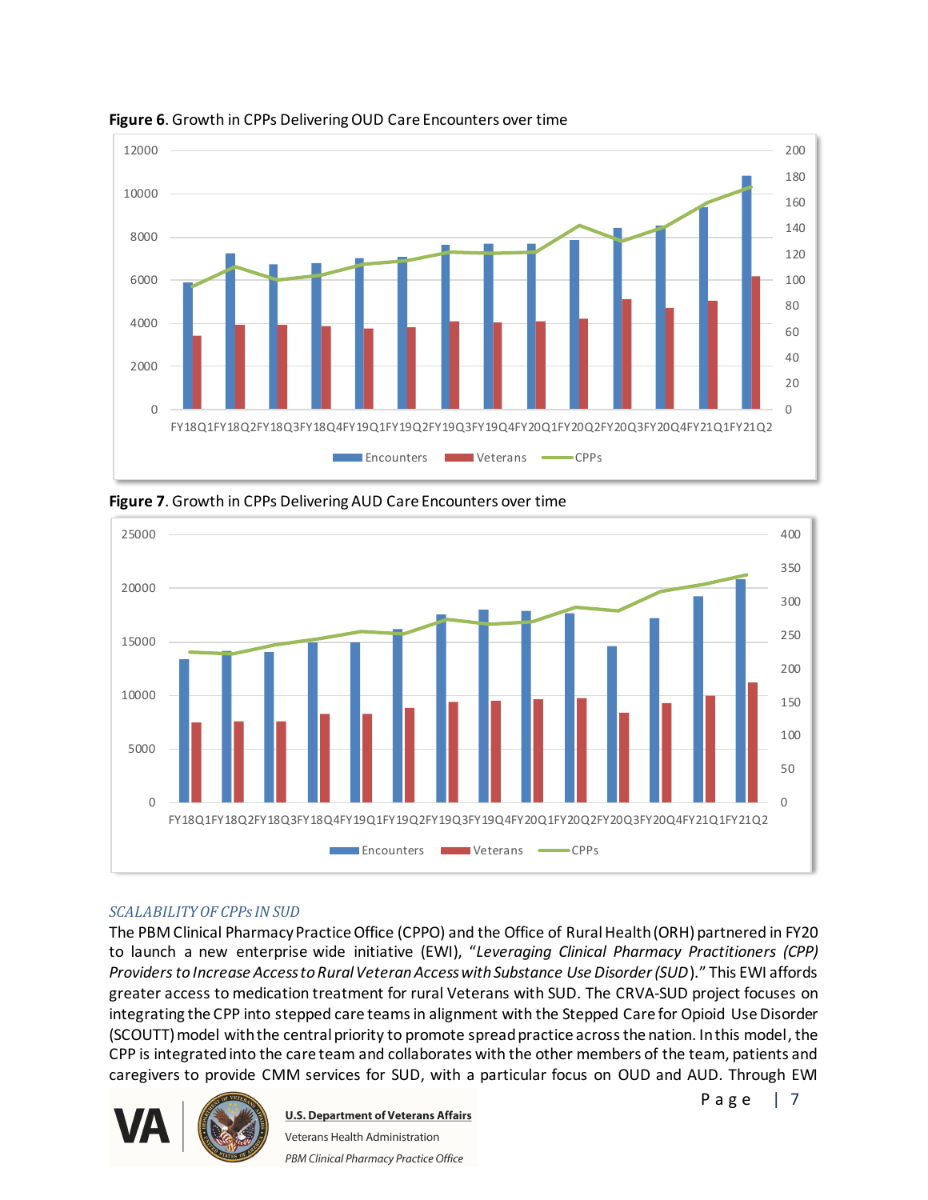**Figure 6**. Growth in CPPs Delivering OUD Care Encounters over time

12000
10000
8000
6000
4000
2000
0

200
180
160
140
120
100
80
60
40
20
0

FY18Q1 FY18Q2 FY18Q3 FY18Q4 FY19Q1 FY19Q2 FY19Q3 FY19Q4 FY20Q1 FY20Q2 FY20Q3 FY20Q4 FY21Q1 FY21Q2

Encounters Veterans CPPs

**Figure 7**. Growth in CPPs Delivering AUD Care Encounters over time

25000
20000
15000
10000
5000
0

400
350
300
250
200
150
100
50
0

FY18Q1 FY18Q2 FY18Q3 FY18Q4 FY19Q1 FY19Q2 FY19Q3 FY19Q4 FY20Q1 FY20Q2 FY20Q3 FY20Q4 FY21Q1 FY21Q2

Encounters Veterans CPPs

### *SCALABILITY OF CPPs IN SUD*

The PBM Clinical Pharmacy Practice Office (CPPO) and the Office of Rural Health (ORH) partnered in FY20 to launch a new enterprise wide initiative (EWI), "*Leveraging Clinical Pharmacy Practitioners (CPP) Providers to Increase Access to Rural Veteran Access with Substance Use Disorder (SUD)*." This EWI affords greater access to medication treatment for rural Veterans with SUD. The CRVA-SUD project focuses on integrating the CPP into stepped care teams in alignment with the Stepped Care for Opioid Use Disorder (SCOUTT) model with the central priority to promote spread practice across the nation. In this model, the CPP is integrated into the care team and collaborates with the other members of the team, patients and caregivers to provide CMM services for SUD, with a particular focus on OUD and AUD. Through EWI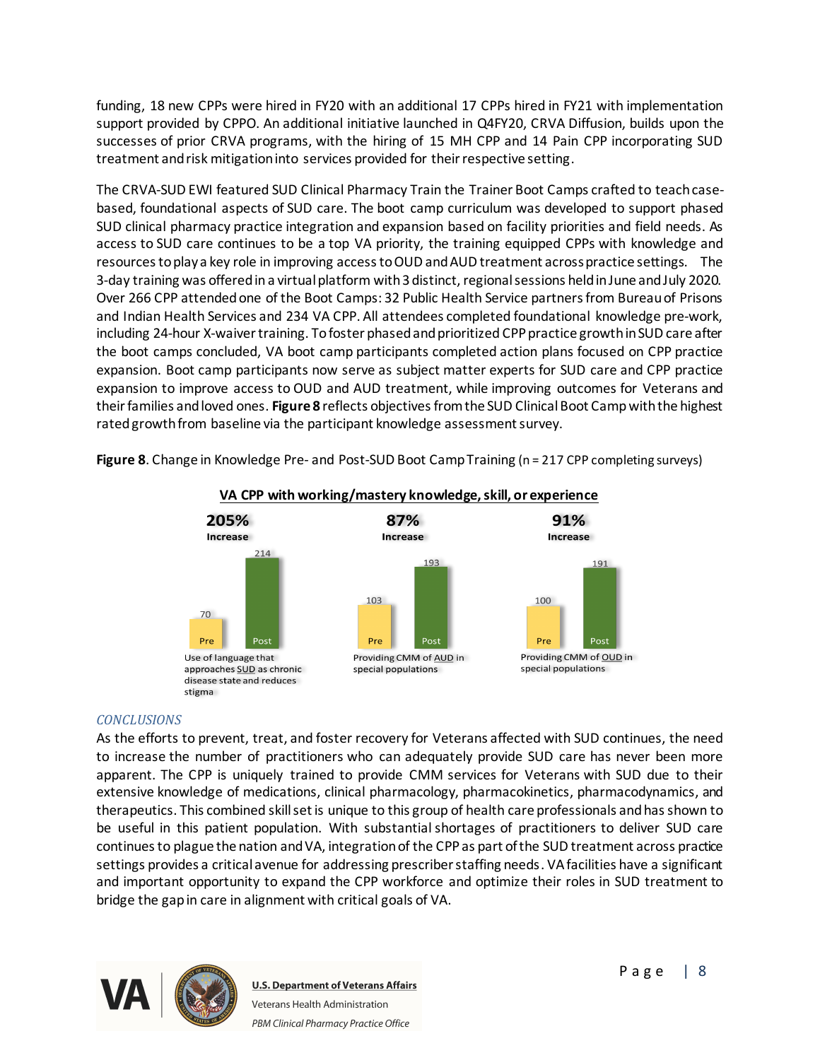funding, 18 new CPPs were hired in FY20 with an additional 17 CPPs hired in FY21 with implementation support provided by CPPO. An additional initiative launched in Q4FY20, CRVA Diffusion, builds upon the successes of prior CRVA programs, with the hiring of 15 MH CPP and 14 Pain CPP incorporating SUD treatment and risk mitigation into services provided for their respective setting.

The CRVA-SUD EWI featured SUD Clinical Pharmacy Train the Trainer Boot Camps crafted to teach case-based, foundational aspects of SUD care. The boot camp curriculum was developed to support phased SUD clinical pharmacy practice integration and expansion based on facility priorities and field needs. As access to SUD care continues to be a top VA priority, the training equipped CPPs with knowledge and resources to play a key role in improving access to OUD and AUD treatment across practice settings. The 3-day training was offered in a virtual platform with 3 distinct, regional sessions held in June and July 2020. Over 266 CPP attended one of the Boot Camps: 32 Public Health Service partners from Bureau of Prisons and Indian Health Services and 234 VA CPP. All attendees completed foundational knowledge pre-work, including 24-hour X-waiver training. To foster phased and prioritized CPP practice growth in SUD care after the boot camps concluded, VA boot camp participants completed action plans focused on CPP practice expansion. Boot camp participants now serve as subject matter experts for SUD care and CPP practice expansion to improve access to OUD and AUD treatment, while improving outcomes for Veterans and their families and loved ones. **Figure 8** reflects objectives from the SUD Clinical Boot Camp with the highest rated growth from baseline via the participant knowledge assessment survey.

**Figure 8**. Change in Knowledge Pre- and Post-SUD Boot Camp Training (n = 217 CPP completing surveys)

VA CPP with working/mastery knowledge, skill, or experience

205% Increase
70 Pre
214 Post
Use of language that approaches SUD as chronic disease state and reduces stigma

87% Increase
103 Pre
193 Post
Providing CMM of AUD in special populations

91% Increase
100 Pre
191 Post
Providing CMM of OUD in special populations

*CONCLUSIONS*

As the efforts to prevent, treat, and foster recovery for Veterans affected with SUD continues, the need to increase the number of practitioners who can adequately provide SUD care has never been more apparent. The CPP is uniquely trained to provide CMM services for Veterans with SUD due to their extensive knowledge of medications, clinical pharmacology, pharmacokinetics, pharmacodynamics, and therapeutics. This combined skill set is unique to this group of health care professionals and has shown to be useful in this patient population. With substantial shortages of practitioners to deliver SUD care continues to plague the nation and VA, integration of the CPP as part of the SUD treatment across practice settings provides a critical avenue for addressing prescriber staffing needs. VA facilities have a significant and important opportunity to expand the CPP workforce and optimize their roles in SUD treatment to bridge the gap in care in alignment with critical goals of VA.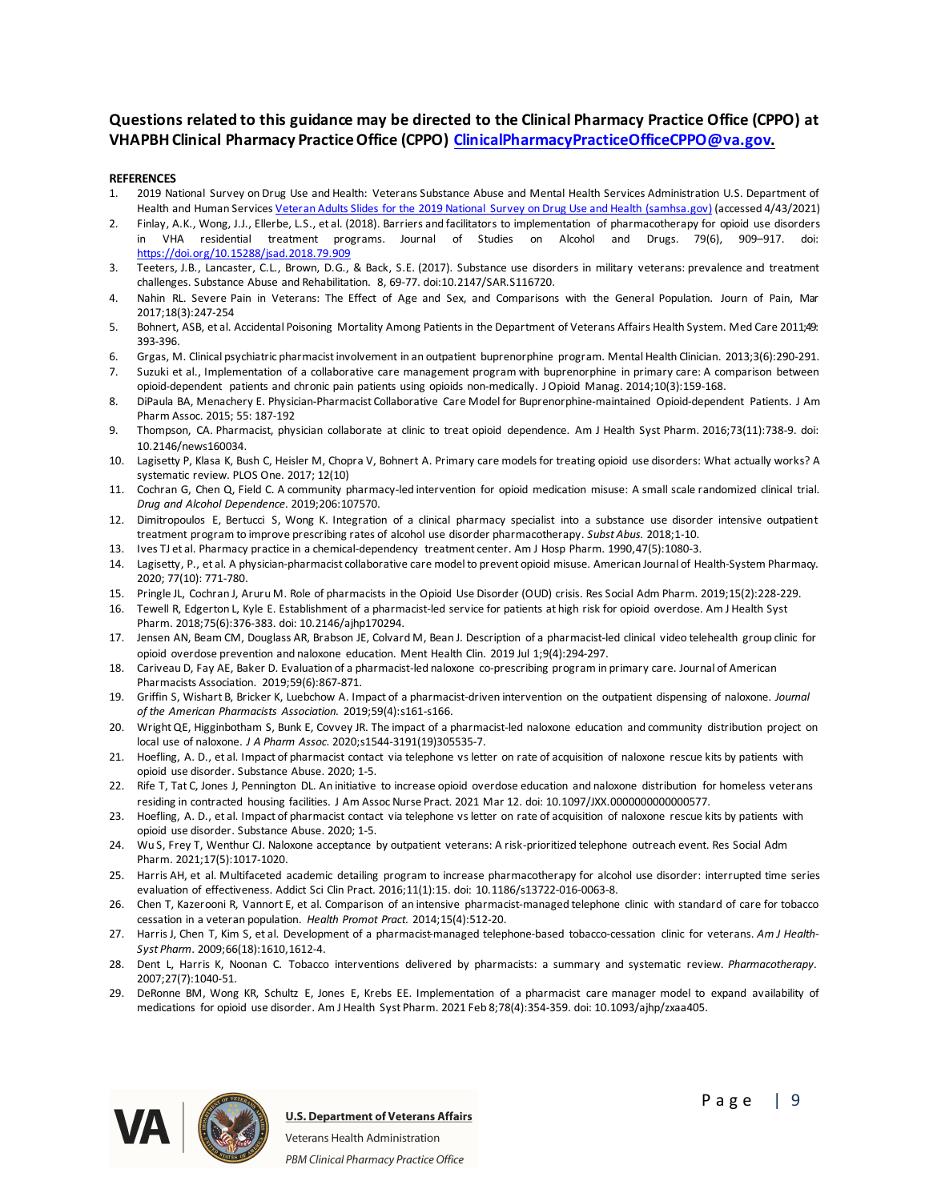**Questions related to this guidance may be directed to the Clinical Pharmacy Practice Office (CPPO) at VHAPBH Clinical Pharmacy Practice Office (CPPO) ClinicalPharmacyPracticeOfficeCPPO@va.gov.**

**REFERENCES**

1. 2019 National Survey on Drug Use and Health: Veterans Substance Abuse and Mental Health Services Administration U.S. Department of Health and Human Services Veteran Adults Slides for the 2019 National Survey on Drug Use and Health (samhsa.gov) (accessed 4/43/2021)
2. Finlay, A.K., Wong, J.J., Ellerbe, L.S., et al. (2018). Barriers and facilitators to implementation of pharmacotherapy for opioid use disorders in VHA residential treatment programs. Journal of Studies on Alcohol and Drugs. 79(6), 909–917. doi: https://doi.org/10.15288/jsad.2018.79.909
3. Teeters, J.B., Lancaster, C.L., Brown, D.G., & Back, S.E. (2017). Substance use disorders in military veterans: prevalence and treatment challenges. Substance Abuse and Rehabilitation. 8, 69-77. doi:10.2147/SAR.S116720.
4. Nahin RL. Severe Pain in Veterans: The Effect of Age and Sex, and Comparisons with the General Population. Journ of Pain, Mar 2017;18(3):247-254
5. Bohnert, ASB, et al. Accidental Poisoning Mortality Among Patients in the Department of Veterans Affairs Health System. Med Care 2011;49: 393-396.
6. Grgas, M. Clinical psychiatric pharmacist involvement in an outpatient buprenorphine program. Mental Health Clinician. 2013;3(6):290-291.
7. Suzuki et al., Implementation of a collaborative care management program with buprenorphine in primary care: A comparison between opioid-dependent patients and chronic pain patients using opioids non-medically. J Opioid Manag. 2014;10(3):159-168.
8. DiPaula BA, Menachery E. Physician-Pharmacist Collaborative Care Model for Buprenorphine-maintained Opioid-dependent Patients. J Am Pharm Assoc. 2015; 55: 187-192
9. Thompson, CA. Pharmacist, physician collaborate at clinic to treat opioid dependence. Am J Health Syst Pharm. 2016;73(11):738-9. doi: 10.2146/news160034.
10. Lagisetty P, Klasa K, Bush C, Heisler M, Chopra V, Bohnert A. Primary care models for treating opioid use disorders: What actually works? A systematic review. PLOS One. 2017; 12(10)
11. Cochran G, Chen Q, Field C. A community pharmacy-led intervention for opioid medication misuse: A small scale randomized clinical trial. *Drug and Alcohol Dependence*. 2019;206:107570.
12. Dimitropoulos E, Bertucci S, Wong K. Integration of a clinical pharmacy specialist into a substance use disorder intensive outpatient treatment program to improve prescribing rates of alcohol use disorder pharmacotherapy. *Subst Abus.* 2018;1-10.
13. Ives TJ et al. Pharmacy practice in a chemical-dependency treatment center. Am J Hosp Pharm. 1990,47(5):1080-3.
14. Lagisetty, P., et al. A physician-pharmacist collaborative care model to prevent opioid misuse. American Journal of Health-System Pharmacy. 2020; 77(10): 771-780.
15. Pringle JL, Cochran J, Aruru M. Role of pharmacists in the Opioid Use Disorder (OUD) crisis. Res Social Adm Pharm. 2019;15(2):228-229.
16. Tewell R, Edgerton L, Kyle E. Establishment of a pharmacist-led service for patients at high risk for opioid overdose. Am J Health Syst Pharm. 2018;75(6):376-383. doi: 10.2146/ajhp170294.
17. Jensen AN, Beam CM, Douglass AR, Brabson JE, Colvard M, Bean J. Description of a pharmacist-led clinical video telehealth group clinic for opioid overdose prevention and naloxone education. Ment Health Clin. 2019 Jul 1;9(4):294-297.
18. Cariveau D, Fay AE, Baker D. Evaluation of a pharmacist-led naloxone co-prescribing program in primary care. Journal of American Pharmacists Association. 2019;59(6):867-871.
19. Griffin S, Wishart B, Bricker K, Luebchow A. Impact of a pharmacist-driven intervention on the outpatient dispensing of naloxone. *Journal of the American Pharmacists Association.* 2019;59(4):s161-s166.
20. Wright QE, Higginbotham S, Bunk E, Covvey JR. The impact of a pharmacist-led naloxone education and community distribution project on local use of naloxone. *J A Pharm Assoc.* 2020;s1544-3191(19)305535-7.
21. Hoefling, A. D., et al. Impact of pharmacist contact via telephone vs letter on rate of acquisition of naloxone rescue kits by patients with opioid use disorder. Substance Abuse. 2020; 1-5.
22. Rife T, Tat C, Jones J, Pennington DL. An initiative to increase opioid overdose education and naloxone distribution for homeless veterans residing in contracted housing facilities. J Am Assoc Nurse Pract. 2021 Mar 12. doi: 10.1097/JXX.0000000000000577.
23. Hoefling, A. D., et al. Impact of pharmacist contact via telephone vs letter on rate of acquisition of naloxone rescue kits by patients with opioid use disorder. Substance Abuse. 2020; 1-5.
24. Wu S, Frey T, Wenthur CJ. Naloxone acceptance by outpatient veterans: A risk-prioritized telephone outreach event. Res Social Adm Pharm. 2021;17(5):1017-1020.
25. Harris AH, et al. Multifaceted academic detailing program to increase pharmacotherapy for alcohol use disorder: interrupted time series evaluation of effectiveness. Addict Sci Clin Pract. 2016;11(1):15. doi: 10.1186/s13722-016-0063-8.
26. Chen T, Kazerooni R, Vannort E, et al. Comparison of an intensive pharmacist-managed telephone clinic with standard of care for tobacco cessation in a veteran population. *Health Promot Pract.* 2014;15(4):512-20.
27. Harris J, Chen T, Kim S, et al. Development of a pharmacist-managed telephone-based tobacco-cessation clinic for veterans. *Am J Health-Syst Pharm*. 2009;66(18):1610,1612-4.
28. Dent L, Harris K, Noonan C. Tobacco interventions delivered by pharmacists: a summary and systematic review. *Pharmacotherapy*. 2007;27(7):1040-51.
29. DeRonne BM, Wong KR, Schultz E, Jones E, Krebs EE. Implementation of a pharmacist care manager model to expand availability of medications for opioid use disorder. Am J Health Syst Pharm. 2021 Feb 8;78(4):354-359. doi: 10.1093/ajhp/zxaa405.